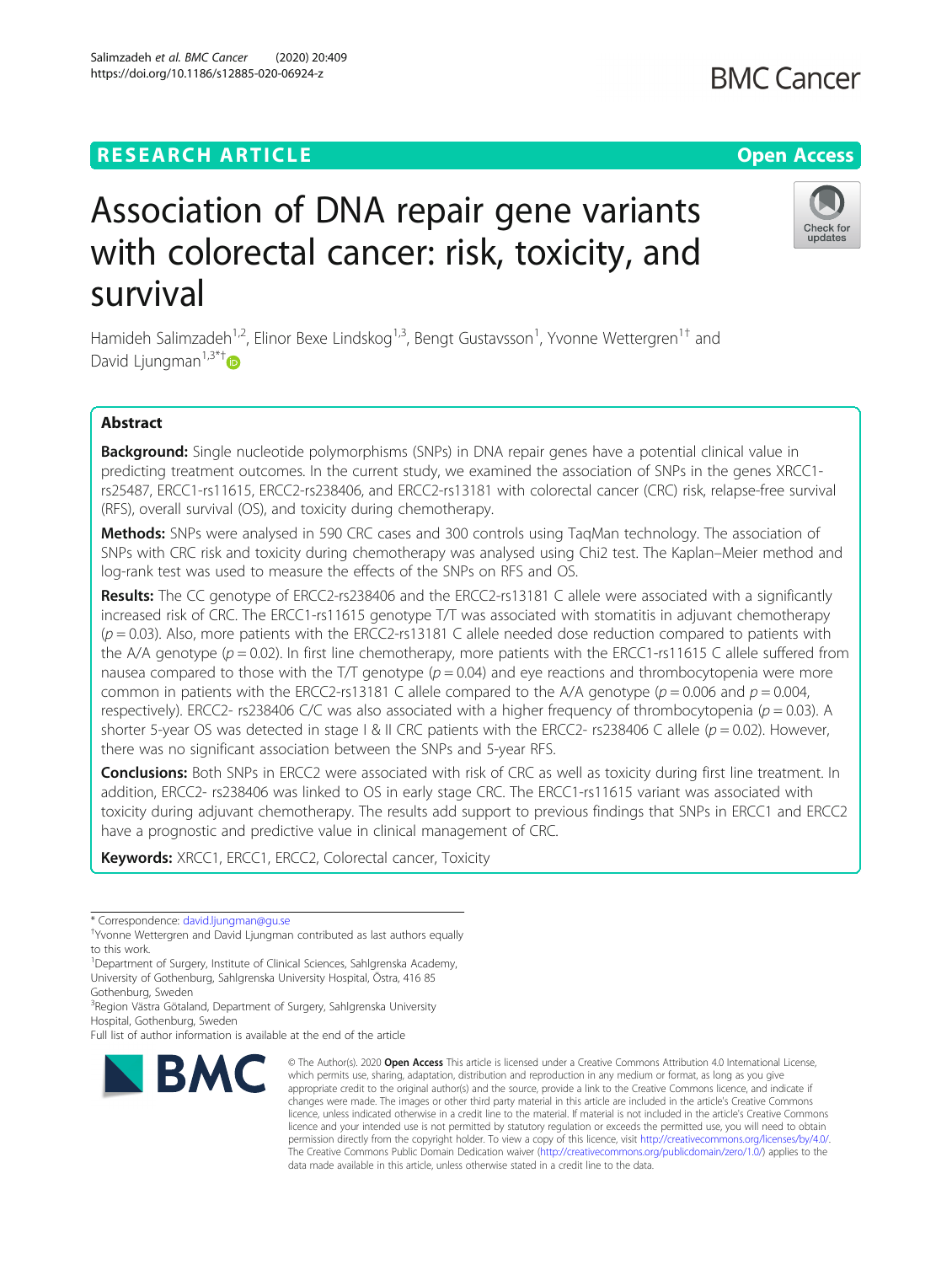RESEARCH ARTICLE

Open Access

# Association of DNA repair gene variants with colorectal cancer: risk, toxicity, and survival

Hamideh Salimzadeh[1,2], Elinor Bexe Lindskog[1,3], Bengt Gustavsson[1], Yvonne Wettergren[1†] and David Ljungman[1,3*†]

## Abstract

**Background:** Single nucleotide polymorphisms (SNPs) in DNA repair genes have a potential clinical value in predicting treatment outcomes. In the current study, we examined the association of SNPs in the genes XRCC1-rs25487, ERCC1-rs11615, ERCC2-rs238406, and ERCC2-rs13181 with colorectal cancer (CRC) risk, relapse-free survival (RFS), overall survival (OS), and toxicity during chemotherapy.

**Methods:** SNPs were analysed in 590 CRC cases and 300 controls using TaqMan technology. The association of SNPs with CRC risk and toxicity during chemotherapy was analysed using Chi2 test. The Kaplan–Meier method and log-rank test was used to measure the effects of the SNPs on RFS and OS.

**Results:** The CC genotype of ERCC2-rs238406 and the ERCC2-rs13181 C allele were associated with a significantly increased risk of CRC. The ERCC1-rs11615 genotype T/T was associated with stomatitis in adjuvant chemotherapy ($p = 0.03$). Also, more patients with the ERCC2-rs13181 C allele needed dose reduction compared to patients with the A/A genotype ($p = 0.02$). In first line chemotherapy, more patients with the ERCC1-rs11615 C allele suffered from nausea compared to those with the T/T genotype ($p = 0.04$) and eye reactions and thrombocytopenia were more common in patients with the ERCC2-rs13181 C allele compared to the A/A genotype ($p = 0.006$ and $p = 0.004$, respectively). ERCC2- rs238406 C/C was also associated with a higher frequency of thrombocytopenia ($p = 0.03$). A shorter 5-year OS was detected in stage I & II CRC patients with the ERCC2- rs238406 C allele ($p = 0.02$). However, there was no significant association between the SNPs and 5-year RFS.

**Conclusions:** Both SNPs in ERCC2 were associated with risk of CRC as well as toxicity during first line treatment. In addition, ERCC2- rs238406 was linked to OS in early stage CRC. The ERCC1-rs11615 variant was associated with toxicity during adjuvant chemotherapy. The results add support to previous findings that SNPs in ERCC1 and ERCC2 have a prognostic and predictive value in clinical management of CRC.

**Keywords:** XRCC1, ERCC1, ERCC2, Colorectal cancer, Toxicity

---

\* Correspondence: david.ljungman@gu.se

†Yvonne Wettergren and David Ljungman contributed as last authors equally to this work.

[1]Department of Surgery, Institute of Clinical Sciences, Sahlgrenska Academy, University of Gothenburg, Sahlgrenska University Hospital, Östra, 416 85 Gothenburg, Sweden

[3]Region Västra Götaland, Department of Surgery, Sahlgrenska University Hospital, Gothenburg, Sweden

Full list of author information is available at the end of the article

© The Author(s). 2020 **Open Access** This article is licensed under a Creative Commons Attribution 4.0 International License, which permits use, sharing, adaptation, distribution and reproduction in any medium or format, as long as you give appropriate credit to the original author(s) and the source, provide a link to the Creative Commons licence, and indicate if changes were made. The images or other third party material in this article are included in the article's Creative Commons licence, unless indicated otherwise in a credit line to the material. If material is not included in the article's Creative Commons licence and your intended use is not permitted by statutory regulation or exceeds the permitted use, you will need to obtain permission directly from the copyright holder. To view a copy of this licence, visit http://creativecommons.org/licenses/by/4.0/. The Creative Commons Public Domain Dedication waiver (http://creativecommons.org/publicdomain/zero/1.0/) applies to the data made available in this article, unless otherwise stated in a credit line to the data.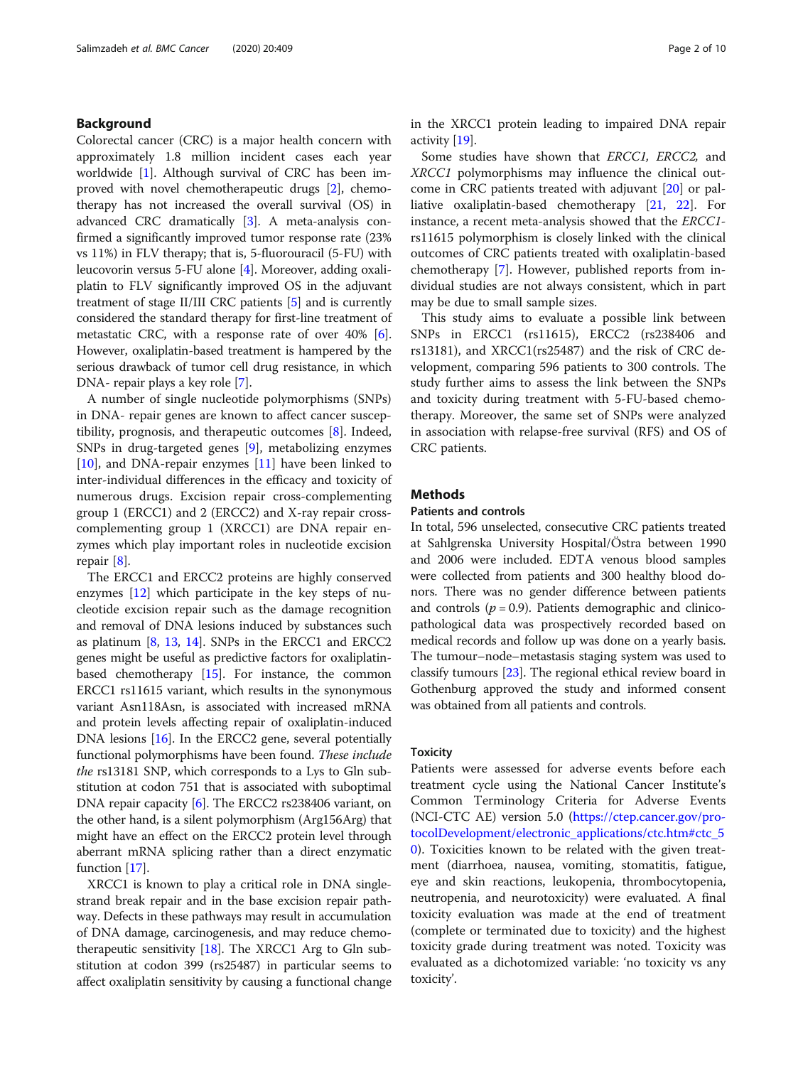## Background

Colorectal cancer (CRC) is a major health concern with approximately 1.8 million incident cases each year worldwide [1]. Although survival of CRC has been improved with novel chemotherapeutic drugs [2], chemotherapy has not increased the overall survival (OS) in advanced CRC dramatically [3]. A meta-analysis confirmed a significantly improved tumor response rate (23% vs 11%) in FLV therapy; that is, 5-fluorouracil (5-FU) with leucovorin versus 5-FU alone [4]. Moreover, adding oxaliplatin to FLV significantly improved OS in the adjuvant treatment of stage II/III CRC patients [5] and is currently considered the standard therapy for first-line treatment of metastatic CRC, with a response rate of over 40% [6]. However, oxaliplatin-based treatment is hampered by the serious drawback of tumor cell drug resistance, in which DNA- repair plays a key role [7].

A number of single nucleotide polymorphisms (SNPs) in DNA- repair genes are known to affect cancer susceptibility, prognosis, and therapeutic outcomes [8]. Indeed, SNPs in drug-targeted genes [9], metabolizing enzymes [10], and DNA-repair enzymes [11] have been linked to inter-individual differences in the efficacy and toxicity of numerous drugs. Excision repair cross-complementing group 1 (ERCC1) and 2 (ERCC2) and X-ray repair cross-complementing group 1 (XRCC1) are DNA repair enzymes which play important roles in nucleotide excision repair [8].

The ERCC1 and ERCC2 proteins are highly conserved enzymes [12] which participate in the key steps of nucleotide excision repair such as the damage recognition and removal of DNA lesions induced by substances such as platinum [8, 13, 14]. SNPs in the ERCC1 and ERCC2 genes might be useful as predictive factors for oxaliplatin-based chemotherapy [15]. For instance, the common ERCC1 rs11615 variant, which results in the synonymous variant Asn118Asn, is associated with increased mRNA and protein levels affecting repair of oxaliplatin-induced DNA lesions [16]. In the ERCC2 gene, several potentially functional polymorphisms have been found. *These include the* rs13181 SNP, which corresponds to a Lys to Gln substitution at codon 751 that is associated with suboptimal DNA repair capacity [6]. The ERCC2 rs238406 variant, on the other hand, is a silent polymorphism (Arg156Arg) that might have an effect on the ERCC2 protein level through aberrant mRNA splicing rather than a direct enzymatic function [17].

XRCC1 is known to play a critical role in DNA single-strand break repair and in the base excision repair pathway. Defects in these pathways may result in accumulation of DNA damage, carcinogenesis, and may reduce chemotherapeutic sensitivity [18]. The XRCC1 Arg to Gln substitution at codon 399 (rs25487) in particular seems to affect oxaliplatin sensitivity by causing a functional change in the XRCC1 protein leading to impaired DNA repair activity [19].

Some studies have shown that *ERCC1, ERCC2,* and *XRCC1* polymorphisms may influence the clinical outcome in CRC patients treated with adjuvant [20] or palliative oxaliplatin-based chemotherapy [21, 22]. For instance, a recent meta-analysis showed that the *ERCC1*-rs11615 polymorphism is closely linked with the clinical outcomes of CRC patients treated with oxaliplatin-based chemotherapy [7]. However, published reports from individual studies are not always consistent, which in part may be due to small sample sizes.

This study aims to evaluate a possible link between SNPs in ERCC1 (rs11615), ERCC2 (rs238406 and rs13181), and XRCC1(rs25487) and the risk of CRC development, comparing 596 patients to 300 controls. The study further aims to assess the link between the SNPs and toxicity during treatment with 5-FU-based chemotherapy. Moreover, the same set of SNPs were analyzed in association with relapse-free survival (RFS) and OS of CRC patients.

## Methods

### Patients and controls

In total, 596 unselected, consecutive CRC patients treated at Sahlgrenska University Hospital/Östra between 1990 and 2006 were included. EDTA venous blood samples were collected from patients and 300 healthy blood donors. There was no gender difference between patients and controls ($p = 0.9$). Patients demographic and clinicopathological data was prospectively recorded based on medical records and follow up was done on a yearly basis. The tumour–node–metastasis staging system was used to classify tumours [23]. The regional ethical review board in Gothenburg approved the study and informed consent was obtained from all patients and controls.

### Toxicity

Patients were assessed for adverse events before each treatment cycle using the National Cancer Institute's Common Terminology Criteria for Adverse Events (NCI-CTC AE) version 5.0 (https://ctep.cancer.gov/protocolDevelopment/electronic_applications/ctc.htm#ctc_50). Toxicities known to be related with the given treatment (diarrhoea, nausea, vomiting, stomatitis, fatigue, eye and skin reactions, leukopenia, thrombocytopenia, neutropenia, and neurotoxicity) were evaluated. A final toxicity evaluation was made at the end of treatment (complete or terminated due to toxicity) and the highest toxicity grade during treatment was noted. Toxicity was evaluated as a dichotomized variable: 'no toxicity vs any toxicity'.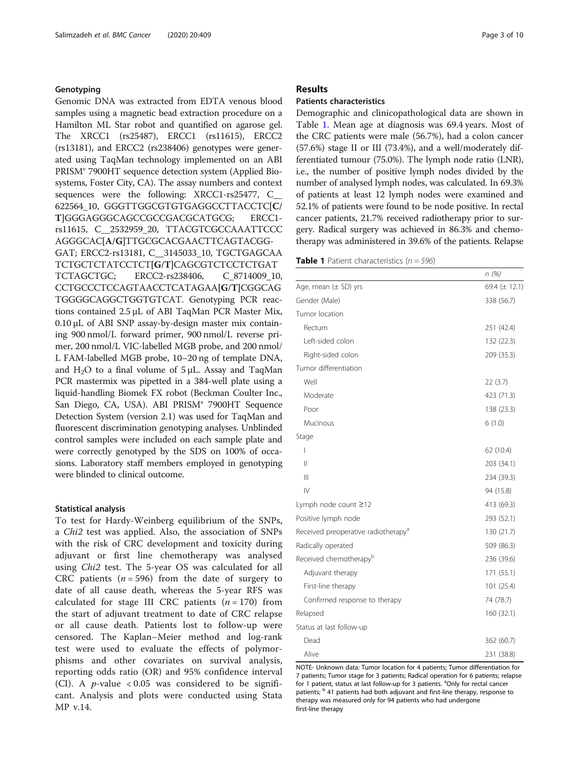### Genotyping

Genomic DNA was extracted from EDTA venous blood samples using a magnetic bead extraction procedure on a Hamilton ML Star robot and quantified on agarose gel. The XRCC1 (rs25487), ERCC1 (rs11615), ERCC2 (rs13181), and ERCC2 (rs238406) genotypes were generated using TaqMan technology implemented on an ABI PRISM® 7900HT sequence detection system (Applied Biosystems, Foster City, CA). The assay numbers and context sequences were the following: XRCC1-rs25477, C__622564_10, GGGTTGGCGTGTGAGGCCTTACCTC[**C/T**]GGGAGGGCAGCCGCCGACGCATGCG; ERCC1-rs11615, C__2532959_20, TTACGTCGCCAAATTCCCAGGGCAC[**A/G**]TTGCGCACGAACTTCAGTACGG-GAT; ERCC2-rs13181, C__3145033_10, TGCTGAGCAATCTGCTCTATCCTCT[**G/T**]CAGCGTCTCCTCTGATTCTAGCTGC; ERCC2-rs238406, C_8714009_10, CCTGCCCTCCAGTAACCTCATAGAA[**G/T**]CGGCAGTGGGGCAGGCTGGTGTCAT. Genotyping PCR reactions contained 2.5 μL of ABI TaqMan PCR Master Mix, 0.10 μL of ABI SNP assay-by-design master mix containing 900 nmol/L forward primer, 900 nmol/L reverse primer, 200 nmol/L VIC-labelled MGB probe, and 200 nmol/L FAM-labelled MGB probe, 10–20 ng of template DNA, and $H_2O$ to a final volume of 5 μL. Assay and TaqMan PCR mastermix was pipetted in a 384-well plate using a liquid-handling Biomek FX robot (Beckman Coulter Inc., San Diego, CA, USA). ABI PRISM® 7900HT Sequence Detection System (version 2.1) was used for TaqMan and fluorescent discrimination genotyping analyses. Unblinded control samples were included on each sample plate and were correctly genotyped by the SDS on 100% of occasions. Laboratory staff members employed in genotyping were blinded to clinical outcome.

### Statistical analysis

To test for Hardy-Weinberg equilibrium of the SNPs, a *Chi2* test was applied. Also, the association of SNPs with the risk of CRC development and toxicity during adjuvant or first line chemotherapy was analysed using *Chi2* test. The 5-year OS was calculated for all CRC patients ($n = 596$) from the date of surgery to date of all cause death, whereas the 5-year RFS was calculated for stage III CRC patients ($n = 170$) from the start of adjuvant treatment to date of CRC relapse or all cause death. Patients lost to follow-up were censored. The Kaplan–Meier method and log-rank test were used to evaluate the effects of polymorphisms and other covariates on survival analysis, reporting odds ratio (OR) and 95% confidence interval (CI). A *p*-value $< 0.05$ was considered to be significant. Analysis and plots were conducted using Stata MP v.14.

## Results

### Patients characteristics

Demographic and clinicopathological data are shown in Table 1. Mean age at diagnosis was 69.4 years. Most of the CRC patients were male (56.7%), had a colon cancer (57.6%) stage II or III (73.4%), and a well/moderately differentiated tumour (75.0%). The lymph node ratio (LNR), i.e., the number of positive lymph nodes divided by the number of analysed lymph nodes, was calculated. In 69.3% of patients at least 12 lymph nodes were examined and 52.1% of patients were found to be node positive. In rectal cancer patients, 21.7% received radiotherapy prior to surgery. Radical surgery was achieved in 86.3% and chemotherapy was administered in 39.6% of the patients. Relapse

**Table 1** Patient characteristics (*n = 596*)

| | *n (%)* |
|---|---|
| Age, mean (± SD) yrs | 69.4 (± 12.1) |
| Gender (Male) | 338 (56.7) |
| Tumor location | |
| Rectum | 251 (42.4) |
| Left-sided colon | 132 (22.3) |
| Right-sided colon | 209 (35.3) |
| Tumor differentiation | |
| Well | 22 (3.7) |
| Moderate | 423 (71.3) |
| Poor | 138 (23.3) |
| Mucinous | 6 (1.0) |
| Stage | |
| I | 62 (10.4) |
| II | 203 (34.1) |
| III | 234 (39.3) |
| IV | 94 (15.8) |
| Lymph node count ≥12 | 413 (69.3) |
| Positive lymph node | 293 (52.1) |
| Received preoperative radiotherapy[a] | 130 (21.7) |
| Radically operated | 509 (86.3) |
| Received chemotherapy[b] | 236 (39.6) |
| Adjuvant therapy | 171 (55.1) |
| First-line therapy | 101 (25.4) |
| Confirmed response to therapy | 74 (78.7) |
| Relapsed | 160 (32.1) |
| Status at last follow-up | |
| Dead | 362 (60.7) |
| Alive | 231 (38.8) |

NOTE- Unknown data: Tumor location for 4 patients; Tumor differentiation for 7 patients; Tumor stage for 3 patients; Radical operation for 6 patients; relapse for 1 patient, status at last follow-up for 3 patients. [a]Only for rectal cancer patients; [b] 41 patients had both adjuvant and first-line therapy, response to therapy was measured only for 94 patients who had undergone first-line therapy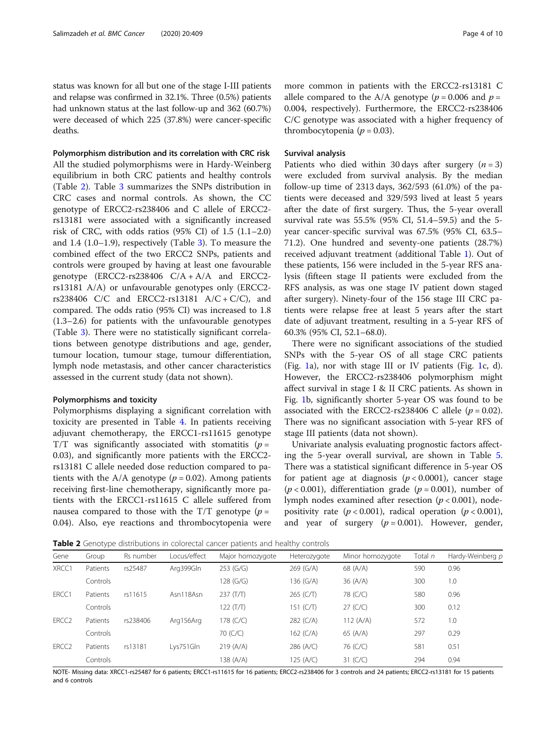status was known for all but one of the stage I-III patients and relapse was confirmed in 32.1%. Three (0.5%) patients had unknown status at the last follow-up and 362 (60.7%) were deceased of which 225 (37.8%) were cancer-specific deaths.

### Polymorphism distribution and its correlation with CRC risk

All the studied polymorphisms were in Hardy-Weinberg equilibrium in both CRC patients and healthy controls (Table 2). Table 3 summarizes the SNPs distribution in CRC cases and normal controls. As shown, the CC genotype of ERCC2-rs238406 and C allele of ERCC2-rs13181 were associated with a significantly increased risk of CRC, with odds ratios (95% CI) of 1.5 (1.1–2.0) and 1.4 (1.0–1.9), respectively (Table 3). To measure the combined effect of the two ERCC2 SNPs, patients and controls were grouped by having at least one favourable genotype (ERCC2-rs238406 C/A + A/A and ERCC2-rs13181 A/A) or unfavourable genotypes only (ERCC2-rs238406 C/C and ERCC2-rs13181 A/C + C/C), and compared. The odds ratio (95% CI) was increased to 1.8 (1.3–2.6) for patients with the unfavourable genotypes (Table 3). There were no statistically significant correlations between genotype distributions and age, gender, tumour location, tumour stage, tumour differentiation, lymph node metastasis, and other cancer characteristics assessed in the current study (data not shown).

### Polymorphisms and toxicity

Polymorphisms displaying a significant correlation with toxicity are presented in Table 4. In patients receiving adjuvant chemotherapy, the ERCC1-rs11615 genotype T/T was significantly associated with stomatitis ($p = 0.03$), and significantly more patients with the ERCC2-rs13181 C allele needed dose reduction compared to patients with the A/A genotype ($p = 0.02$). Among patients receiving first-line chemotherapy, significantly more patients with the ERCC1-rs11615 C allele suffered from nausea compared to those with the T/T genotype ($p = 0.04$). Also, eye reactions and thrombocytopenia were more common in patients with the ERCC2-rs13181 C allele compared to the A/A genotype ($p = 0.006$ and $p = 0.004$, respectively). Furthermore, the ERCC2-rs238406 C/C genotype was associated with a higher frequency of thrombocytopenia ($p = 0.03$).

### Survival analysis

Patients who died within 30 days after surgery ($n = 3$) were excluded from survival analysis. By the median follow-up time of 2313 days, 362/593 (61.0%) of the patients were deceased and 329/593 lived at least 5 years after the date of first surgery. Thus, the 5-year overall survival rate was 55.5% (95% CI, 51.4–59.5) and the 5-year cancer-specific survival was 67.5% (95% CI, 63.5–71.2). One hundred and seventy-one patients (28.7%) received adjuvant treatment (additional Table 1). Out of these patients, 156 were included in the 5-year RFS analysis (fifteen stage II patients were excluded from the RFS analysis, as was one stage IV patient down staged after surgery). Ninety-four of the 156 stage III CRC patients were relapse free at least 5 years after the start date of adjuvant treatment, resulting in a 5-year RFS of 60.3% (95% CI, 52.1–68.0).

There were no significant associations of the studied SNPs with the 5-year OS of all stage CRC patients (Fig. 1a), nor with stage III or IV patients (Fig. 1c, d). However, the ERCC2-rs238406 polymorphism might affect survival in stage I & II CRC patients. As shown in Fig. 1b, significantly shorter 5-year OS was found to be associated with the ERCC2-rs238406 C allele ($p = 0.02$). There was no significant association with 5-year RFS of stage III patients (data not shown).

Univariate analysis evaluating prognostic factors affecting the 5-year overall survival, are shown in Table 5. There was a statistical significant difference in 5-year OS for patient age at diagnosis ($p < 0.0001$), cancer stage ($p < 0.001$), differentiation grade ($p = 0.001$), number of lymph nodes examined after resection ($p < 0.001$), node-positivity rate ($p < 0.001$), radical operation ($p < 0.001$), and year of surgery ($p = 0.001$). However, gender,

**Table 2** Genotype distributions in colorectal cancer patients and healthy controls

| Gene | Group | Rs number | Locus/effect | Major homozygote | Heterozygote | Minor homozygote | Total n | Hardy-Weinberg p |
|---|---|---|---|---|---|---|---|---|
| XRCC1 | Patients | rs25487 | Arg399Gln | 253 (G/G) | 269 (G/A) | 68 (A/A) | 590 | 0.96 |
| | Controls | | | 128 (G/G) | 136 (G/A) | 36 (A/A) | 300 | 1.0 |
| ERCC1 | Patients | rs11615 | Asn118Asn | 237 (T/T) | 265 (C/T) | 78 (C/C) | 580 | 0.96 |
| | Controls | | | 122 (T/T) | 151 (C/T) | 27 (C/C) | 300 | 0.12 |
| ERCC2 | Patients | rs238406 | Arg156Arg | 178 (C/C) | 282 (C/A) | 112 (A/A) | 572 | 1.0 |
| | Controls | | | 70 (C/C) | 162 (C/A) | 65 (A/A) | 297 | 0.29 |
| ERCC2 | Patients | rs13181 | Lys751Gln | 219 (A/A) | 286 (A/C) | 76 (C/C) | 581 | 0.51 |
| | Controls | | | 138 (A/A) | 125 (A/C) | 31 (C/C) | 294 | 0.94 |

NOTE- Missing data: XRCC1-rs25487 for 6 patients; ERCC1-rs11615 for 16 patients; ERCC2-rs238406 for 3 controls and 24 patients; ERCC2-rs13181 for 15 patients and 6 controls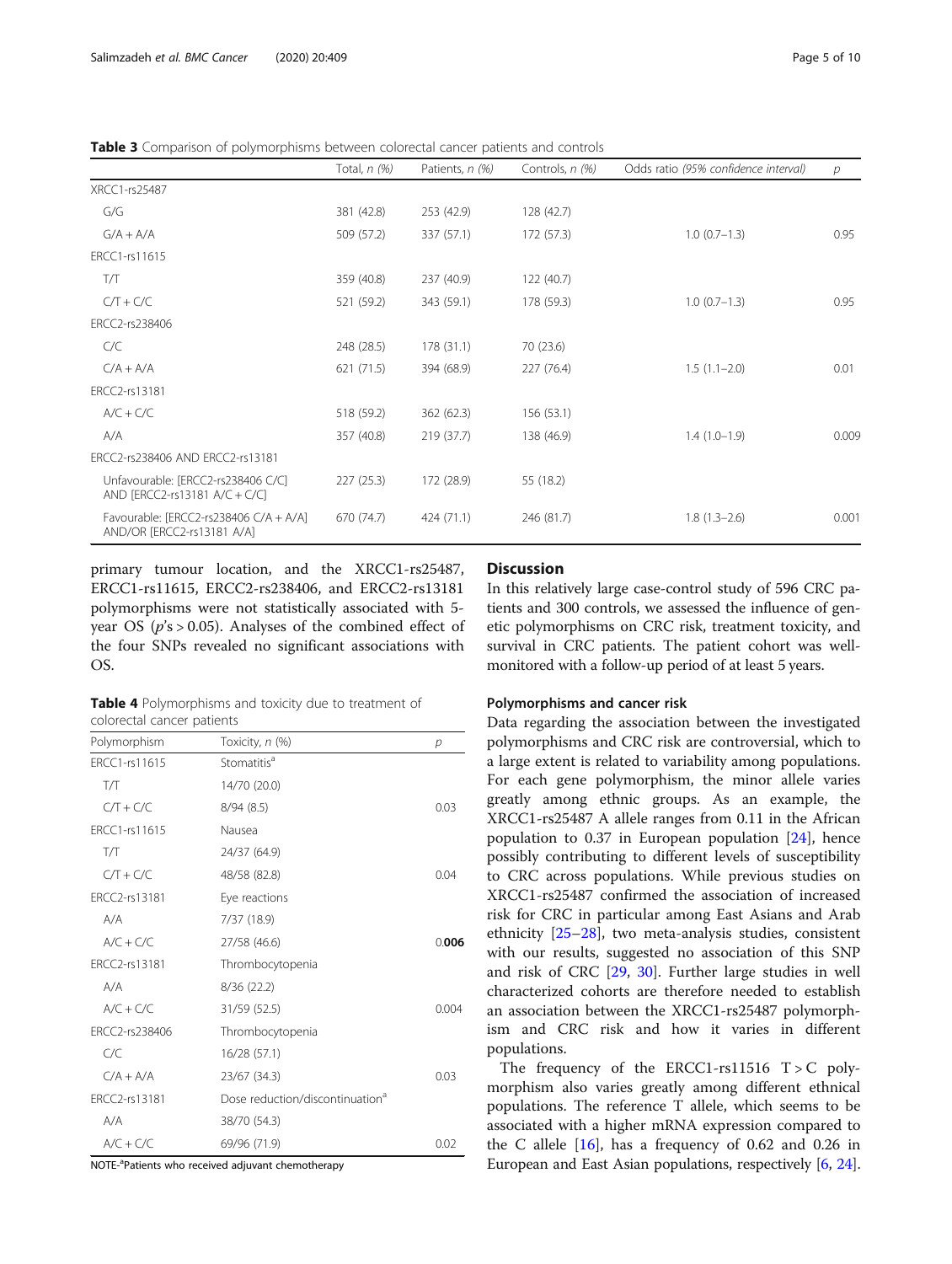**Table 3** Comparison of polymorphisms between colorectal cancer patients and controls

| | Total, *n (%)* | Patients, *n (%)* | Controls, *n (%)* | Odds ratio *(95% confidence interval)* | *p* |
|---|---|---|---|---|---|
| XRCC1-rs25487 | | | | | |
| G/G | 381 (42.8) | 253 (42.9) | 128 (42.7) | | |
| G/A + A/A | 509 (57.2) | 337 (57.1) | 172 (57.3) | 1.0 (0.7–1.3) | 0.95 |
| ERCC1-rs11615 | | | | | |
| T/T | 359 (40.8) | 237 (40.9) | 122 (40.7) | | |
| C/T + C/C | 521 (59.2) | 343 (59.1) | 178 (59.3) | 1.0 (0.7–1.3) | 0.95 |
| ERCC2-rs238406 | | | | | |
| C/C | 248 (28.5) | 178 (31.1) | 70 (23.6) | | |
| C/A + A/A | 621 (71.5) | 394 (68.9) | 227 (76.4) | 1.5 (1.1–2.0) | 0.01 |
| ERCC2-rs13181 | | | | | |
| A/C + C/C | 518 (59.2) | 362 (62.3) | 156 (53.1) | | |
| A/A | 357 (40.8) | 219 (37.7) | 138 (46.9) | 1.4 (1.0–1.9) | 0.009 |
| ERCC2-rs238406 AND ERCC2-rs13181 | | | | | |
| Unfavourable: [ERCC2-rs238406 C/C] AND [ERCC2-rs13181 A/C + C/C] | 227 (25.3) | 172 (28.9) | 55 (18.2) | | |
| Favourable: [ERCC2-rs238406 C/A + A/A] AND/OR [ERCC2-rs13181 A/A] | 670 (74.7) | 424 (71.1) | 246 (81.7) | 1.8 (1.3–2.6) | 0.001 |

primary tumour location, and the XRCC1-rs25487, ERCC1-rs11615, ERCC2-rs238406, and ERCC2-rs13181 polymorphisms were not statistically associated with 5-year OS (*p*'s > 0.05). Analyses of the combined effect of the four SNPs revealed no significant associations with OS.

**Table 4** Polymorphisms and toxicity due to treatment of colorectal cancer patients

| Polymorphism | Toxicity, *n* (%) | *p* |
|---|---|---|
| ERCC1-rs11615 | Stomatitis[a] | |
| T/T | 14/70 (20.0) | |
| C/T + C/C | 8/94 (8.5) | 0.03 |
| ERCC1-rs11615 | Nausea | |
| T/T | 24/37 (64.9) | |
| C/T + C/C | 48/58 (82.8) | 0.04 |
| ERCC2-rs13181 | Eye reactions | |
| A/A | 7/37 (18.9) | |
| A/C + C/C | 27/58 (46.6) | 0.**006** |
| ERCC2-rs13181 | Thrombocytopenia | |
| A/A | 8/36 (22.2) | |
| A/C + C/C | 31/59 (52.5) | 0.004 |
| ERCC2-rs238406 | Thrombocytopenia | |
| C/C | 16/28 (57.1) | |
| C/A + A/A | 23/67 (34.3) | 0.03 |
| ERCC2-rs13181 | Dose reduction/discontinuation[a] | |
| A/A | 38/70 (54.3) | |
| A/C + C/C | 69/96 (71.9) | 0.02 |

NOTE-[a]Patients who received adjuvant chemotherapy

## Discussion

In this relatively large case-control study of 596 CRC patients and 300 controls, we assessed the influence of genetic polymorphisms on CRC risk, treatment toxicity, and survival in CRC patients. The patient cohort was well-monitored with a follow-up period of at least 5 years.

### Polymorphisms and cancer risk

Data regarding the association between the investigated polymorphisms and CRC risk are controversial, which to a large extent is related to variability among populations. For each gene polymorphism, the minor allele varies greatly among ethnic groups. As an example, the XRCC1-rs25487 A allele ranges from 0.11 in the African population to 0.37 in European population [24], hence possibly contributing to different levels of susceptibility to CRC across populations. While previous studies on XRCC1-rs25487 confirmed the association of increased risk for CRC in particular among East Asians and Arab ethnicity [25–28], two meta-analysis studies, consistent with our results, suggested no association of this SNP and risk of CRC [29, 30]. Further large studies in well characterized cohorts are therefore needed to establish an association between the XRCC1-rs25487 polymorphism and CRC risk and how it varies in different populations.

The frequency of the ERCC1-rs11516 T > C polymorphism also varies greatly among different ethnical populations. The reference T allele, which seems to be associated with a higher mRNA expression compared to the C allele [16], has a frequency of 0.62 and 0.26 in European and East Asian populations, respectively [6, 24].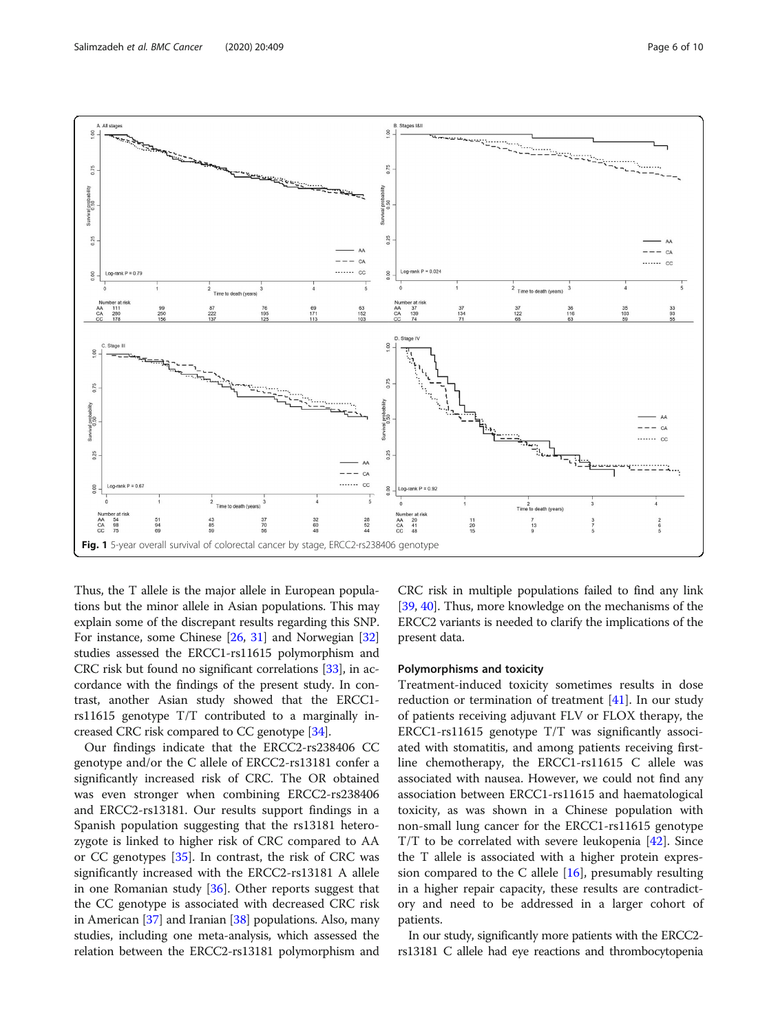Fig. 1 5-year overall survival of colorectal cancer by stage, ERCC2-rs238406 genotype

Thus, the T allele is the major allele in European populations but the minor allele in Asian populations. This may explain some of the discrepant results regarding this SNP. For instance, some Chinese [26, 31] and Norwegian [32] studies assessed the ERCC1-rs11615 polymorphism and CRC risk but found no significant correlations [33], in accordance with the findings of the present study. In contrast, another Asian study showed that the ERCC1-rs11615 genotype T/T contributed to a marginally increased CRC risk compared to CC genotype [34].

Our findings indicate that the ERCC2-rs238406 CC genotype and/or the C allele of ERCC2-rs13181 confer a significantly increased risk of CRC. The OR obtained was even stronger when combining ERCC2-rs238406 and ERCC2-rs13181. Our results support findings in a Spanish population suggesting that the rs13181 heterozygote is linked to higher risk of CRC compared to AA or CC genotypes [35]. In contrast, the risk of CRC was significantly increased with the ERCC2-rs13181 A allele in one Romanian study [36]. Other reports suggest that the CC genotype is associated with decreased CRC risk in American [37] and Iranian [38] populations. Also, many studies, including one meta-analysis, which assessed the relation between the ERCC2-rs13181 polymorphism and CRC risk in multiple populations failed to find any link [39, 40]. Thus, more knowledge on the mechanisms of the ERCC2 variants is needed to clarify the implications of the present data.

### Polymorphisms and toxicity

Treatment-induced toxicity sometimes results in dose reduction or termination of treatment [41]. In our study of patients receiving adjuvant FLV or FLOX therapy, the ERCC1-rs11615 genotype T/T was significantly associated with stomatitis, and among patients receiving first-line chemotherapy, the ERCC1-rs11615 C allele was associated with nausea. However, we could not find any association between ERCC1-rs11615 and haematological toxicity, as was shown in a Chinese population with non-small lung cancer for the ERCC1-rs11615 genotype T/T to be correlated with severe leukopenia [42]. Since the T allele is associated with a higher protein expression compared to the C allele [16], presumably resulting in a higher repair capacity, these results are contradictory and need to be addressed in a larger cohort of patients.

In our study, significantly more patients with the ERCC2-rs13181 C allele had eye reactions and thrombocytopenia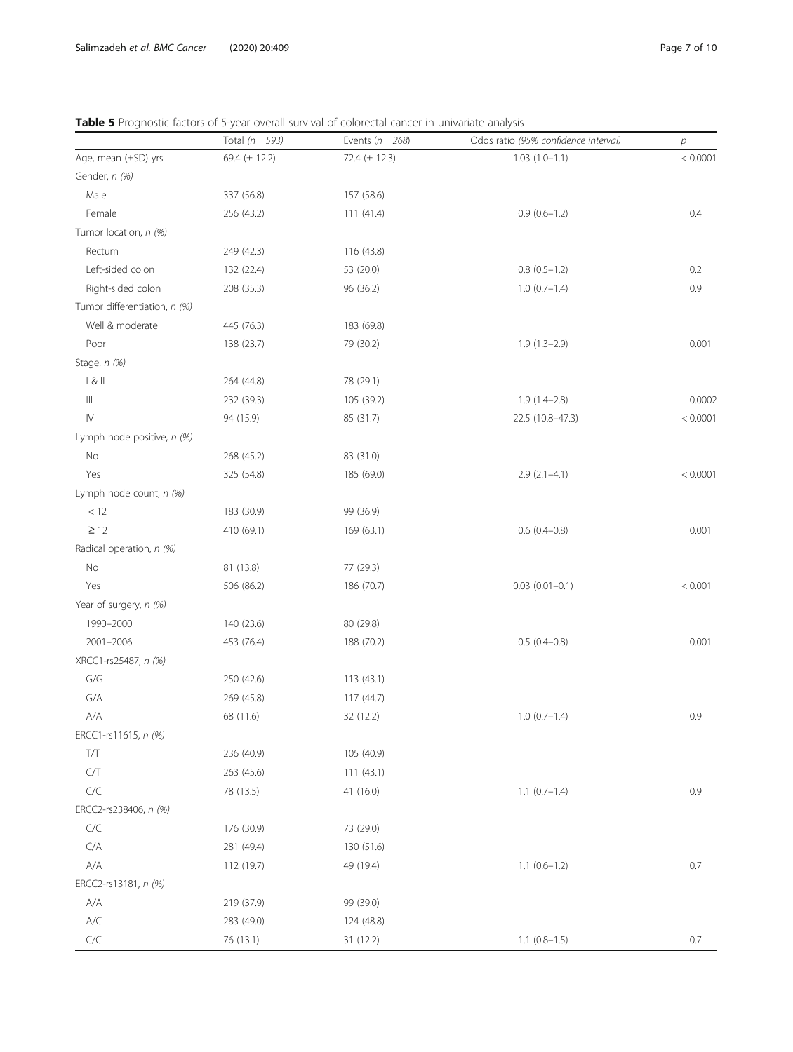**Table 5** Prognostic factors of 5-year overall survival of colorectal cancer in univariate analysis

| | Total (*n = 593*) | Events (*n = 268*) | Odds ratio *(95% confidence interval)* | *p* |
|---|---|---|---|---|
| Age, mean (±SD) yrs | 69.4 (± 12.2) | 72.4 (± 12.3) | 1.03 (1.0–1.1) | < 0.0001 |
| Gender, *n (%)* | | | | |
| Male | 337 (56.8) | 157 (58.6) | | |
| Female | 256 (43.2) | 111 (41.4) | 0.9 (0.6–1.2) | 0.4 |
| Tumor location, *n (%)* | | | | |
| Rectum | 249 (42.3) | 116 (43.8) | | |
| Left-sided colon | 132 (22.4) | 53 (20.0) | 0.8 (0.5–1.2) | 0.2 |
| Right-sided colon | 208 (35.3) | 96 (36.2) | 1.0 (0.7–1.4) | 0.9 |
| Tumor differentiation, *n (%)* | | | | |
| Well & moderate | 445 (76.3) | 183 (69.8) | | |
| Poor | 138 (23.7) | 79 (30.2) | 1.9 (1.3–2.9) | 0.001 |
| Stage, *n (%)* | | | | |
| I & II | 264 (44.8) | 78 (29.1) | | |
| III | 232 (39.3) | 105 (39.2) | 1.9 (1.4–2.8) | 0.0002 |
| IV | 94 (15.9) | 85 (31.7) | 22.5 (10.8–47.3) | < 0.0001 |
| Lymph node positive, *n (%)* | | | | |
| No | 268 (45.2) | 83 (31.0) | | |
| Yes | 325 (54.8) | 185 (69.0) | 2.9 (2.1–4.1) | < 0.0001 |
| Lymph node count, *n (%)* | | | | |
| < 12 | 183 (30.9) | 99 (36.9) | | |
| ≥ 12 | 410 (69.1) | 169 (63.1) | 0.6 (0.4–0.8) | 0.001 |
| Radical operation, *n (%)* | | | | |
| No | 81 (13.8) | 77 (29.3) | | |
| Yes | 506 (86.2) | 186 (70.7) | 0.03 (0.01–0.1) | < 0.001 |
| Year of surgery, *n (%)* | | | | |
| 1990–2000 | 140 (23.6) | 80 (29.8) | | |
| 2001–2006 | 453 (76.4) | 188 (70.2) | 0.5 (0.4–0.8) | 0.001 |
| XRCC1-rs25487, *n (%)* | | | | |
| G/G | 250 (42.6) | 113 (43.1) | | |
| G/A | 269 (45.8) | 117 (44.7) | | |
| A/A | 68 (11.6) | 32 (12.2) | 1.0 (0.7–1.4) | 0.9 |
| ERCC1-rs11615, *n (%)* | | | | |
| T/T | 236 (40.9) | 105 (40.9) | | |
| C/T | 263 (45.6) | 111 (43.1) | | |
| C/C | 78 (13.5) | 41 (16.0) | 1.1 (0.7–1.4) | 0.9 |
| ERCC2-rs238406, *n (%)* | | | | |
| C/C | 176 (30.9) | 73 (29.0) | | |
| C/A | 281 (49.4) | 130 (51.6) | | |
| A/A | 112 (19.7) | 49 (19.4) | 1.1 (0.6–1.2) | 0.7 |
| ERCC2-rs13181, *n (%)* | | | | |
| A/A | 219 (37.9) | 99 (39.0) | | |
| A/C | 283 (49.0) | 124 (48.8) | | |
| C/C | 76 (13.1) | 31 (12.2) | 1.1 (0.8–1.5) | 0.7 |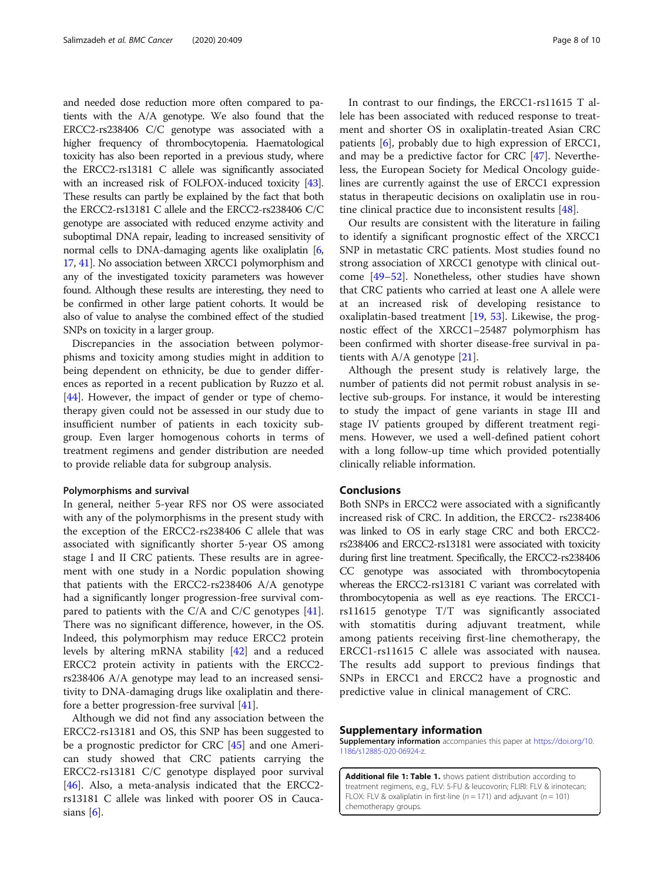and needed dose reduction more often compared to patients with the A/A genotype. We also found that the ERCC2-rs238406 C/C genotype was associated with a higher frequency of thrombocytopenia. Haematological toxicity has also been reported in a previous study, where the ERCC2-rs13181 C allele was significantly associated with an increased risk of FOLFOX-induced toxicity [43]. These results can partly be explained by the fact that both the ERCC2-rs13181 C allele and the ERCC2-rs238406 C/C genotype are associated with reduced enzyme activity and suboptimal DNA repair, leading to increased sensitivity of normal cells to DNA-damaging agents like oxaliplatin [6, 17, 41]. No association between XRCC1 polymorphism and any of the investigated toxicity parameters was however found. Although these results are interesting, they need to be confirmed in other large patient cohorts. It would be also of value to analyse the combined effect of the studied SNPs on toxicity in a larger group.

Discrepancies in the association between polymorphisms and toxicity among studies might in addition to being dependent on ethnicity, be due to gender differences as reported in a recent publication by Ruzzo et al. [44]. However, the impact of gender or type of chemotherapy given could not be assessed in our study due to insufficient number of patients in each toxicity subgroup. Even larger homogenous cohorts in terms of treatment regimens and gender distribution are needed to provide reliable data for subgroup analysis.

### Polymorphisms and survival

In general, neither 5-year RFS nor OS were associated with any of the polymorphisms in the present study with the exception of the ERCC2-rs238406 C allele that was associated with significantly shorter 5-year OS among stage I and II CRC patients. These results are in agreement with one study in a Nordic population showing that patients with the ERCC2-rs238406 A/A genotype had a significantly longer progression-free survival compared to patients with the C/A and C/C genotypes [41]. There was no significant difference, however, in the OS. Indeed, this polymorphism may reduce ERCC2 protein levels by altering mRNA stability [42] and a reduced ERCC2 protein activity in patients with the ERCC2-rs238406 A/A genotype may lead to an increased sensitivity to DNA-damaging drugs like oxaliplatin and therefore a better progression-free survival [41].

Although we did not find any association between the ERCC2-rs13181 and OS, this SNP has been suggested to be a prognostic predictor for CRC [45] and one American study showed that CRC patients carrying the ERCC2-rs13181 C/C genotype displayed poor survival [46]. Also, a meta-analysis indicated that the ERCC2-rs13181 C allele was linked with poorer OS in Caucasians [6].

In contrast to our findings, the ERCC1-rs11615 T allele has been associated with reduced response to treatment and shorter OS in oxaliplatin-treated Asian CRC patients [6], probably due to high expression of ERCC1, and may be a predictive factor for CRC [47]. Nevertheless, the European Society for Medical Oncology guidelines are currently against the use of ERCC1 expression status in therapeutic decisions on oxaliplatin use in routine clinical practice due to inconsistent results [48].

Our results are consistent with the literature in failing to identify a significant prognostic effect of the XRCC1 SNP in metastatic CRC patients. Most studies found no strong association of XRCC1 genotype with clinical outcome [49–52]. Nonetheless, other studies have shown that CRC patients who carried at least one A allele were at an increased risk of developing resistance to oxaliplatin-based treatment [19, 53]. Likewise, the prognostic effect of the XRCC1–25487 polymorphism has been confirmed with shorter disease-free survival in patients with A/A genotype [21].

Although the present study is relatively large, the number of patients did not permit robust analysis in selective sub-groups. For instance, it would be interesting to study the impact of gene variants in stage III and stage IV patients grouped by different treatment regimens. However, we used a well-defined patient cohort with a long follow-up time which provided potentially clinically reliable information.

## Conclusions

Both SNPs in ERCC2 were associated with a significantly increased risk of CRC. In addition, the ERCC2- rs238406 was linked to OS in early stage CRC and both ERCC2-rs238406 and ERCC2-rs13181 were associated with toxicity during first line treatment. Specifically, the ERCC2-rs238406 CC genotype was associated with thrombocytopenia whereas the ERCC2-rs13181 C variant was correlated with thrombocytopenia as well as eye reactions. The ERCC1-rs11615 genotype T/T was significantly associated with stomatitis during adjuvant treatment, while among patients receiving first-line chemotherapy, the ERCC1-rs11615 C allele was associated with nausea. The results add support to previous findings that SNPs in ERCC1 and ERCC2 have a prognostic and predictive value in clinical management of CRC.

## Supplementary information

**Supplementary information** accompanies this paper at https://doi.org/10.1186/s12885-020-06924-z.

**Additional file 1: Table 1.** shows patient distribution according to treatment regimens, e.g., FLV: 5-FU & leucovorin; FLIRI: FLV & irinotecan; FLOX: FLV & oxaliplatin in first-line ($n = 171$) and adjuvant ($n = 101$) chemotherapy groups.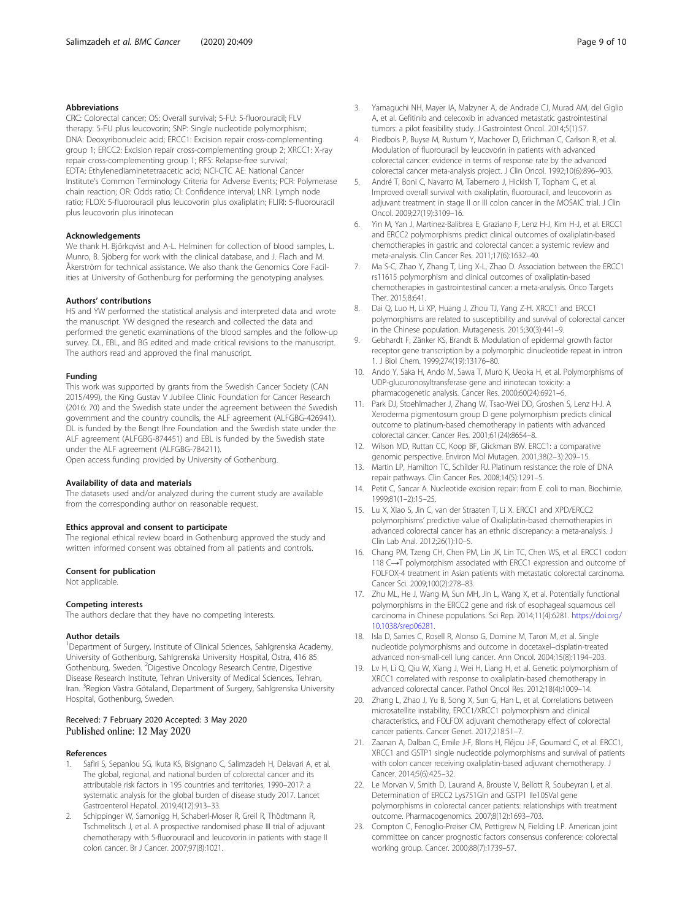### Abbreviations

CRC: Colorectal cancer; OS: Overall survival; 5-FU: 5-fluorouracil; FLV therapy: 5-FU plus leucovorin; SNP: Single nucleotide polymorphism; DNA: Deoxyribonucleic acid; ERCC1: Excision repair cross-complementing group 1; ERCC2: Excision repair cross-complementing group 2; XRCC1: X-ray repair cross-complementing group 1; RFS: Relapse-free survival; EDTA: Ethylenediaminetetraacetic acid; NCI-CTC AE: National Cancer Institute's Common Terminology Criteria for Adverse Events; PCR: Polymerase chain reaction; OR: Odds ratio; CI: Confidence interval; LNR: Lymph node ratio; FLOX: 5-fluorouracil plus leucovorin plus oxaliplatin; FLIRI: 5-fluorouracil plus leucovorin plus irinotecan

### Acknowledgements

We thank H. Björkqvist and A-L. Helminen for collection of blood samples, L. Munro, B. Sjöberg for work with the clinical database, and J. Flach and M. Åkerström for technical assistance. We also thank the Genomics Core Facilities at University of Gothenburg for performing the genotyping analyses.

### Authors' contributions

HS and YW performed the statistical analysis and interpreted data and wrote the manuscript. YW designed the research and collected the data and performed the genetic examinations of the blood samples and the follow-up survey. DL, EBL, and BG edited and made critical revisions to the manuscript. The authors read and approved the final manuscript.

### Funding

This work was supported by grants from the Swedish Cancer Society (CAN 2015/499), the King Gustav V Jubilee Clinic Foundation for Cancer Research (2016: 70) and the Swedish state under the agreement between the Swedish government and the country councils, the ALF agreement (ALFGBG-426941). DL is funded by the Bengt Ihre Foundation and the Swedish state under the ALF agreement (ALFGBG-874451) and EBL is funded by the Swedish state under the ALF agreement (ALFGBG-784211).
Open access funding provided by University of Gothenburg.

### Availability of data and materials

The datasets used and/or analyzed during the current study are available from the corresponding author on reasonable request.

### Ethics approval and consent to participate

The regional ethical review board in Gothenburg approved the study and written informed consent was obtained from all patients and controls.

### Consent for publication

Not applicable.

### Competing interests

The authors declare that they have no competing interests.

### Author details

[1]Department of Surgery, Institute of Clinical Sciences, Sahlgrenska Academy, University of Gothenburg, Sahlgrenska University Hospital, Östra, 416 85 Gothenburg, Sweden. [2]Digestive Oncology Research Centre, Digestive Disease Research Institute, Tehran University of Medical Sciences, Tehran, Iran. [3]Region Västra Götaland, Department of Surgery, Sahlgrenska University Hospital, Gothenburg, Sweden.

Received: 7 February 2020 Accepted: 3 May 2020
Published online: 12 May 2020

### References

1. Safiri S, Sepanlou SG, Ikuta KS, Bisignano C, Salimzadeh H, Delavari A, et al. The global, regional, and national burden of colorectal cancer and its attributable risk factors in 195 countries and territories, 1990–2017: a systematic analysis for the global burden of disease study 2017. Lancet Gastroenterol Hepatol. 2019;4(12):913–33.
2. Schippinger W, Samonigg H, Schaberl-Moser R, Greil R, Thödtmann R, Tschmelitsch J, et al. A prospective randomised phase III trial of adjuvant chemotherapy with 5-fluorouracil and leucovorin in patients with stage II colon cancer. Br J Cancer. 2007;97(8):1021.
3. Yamaguchi NH, Mayer IA, Malzyner A, de Andrade CJ, Murad AM, del Giglio A, et al. Gefitinib and celecoxib in advanced metastatic gastrointestinal tumors: a pilot feasibility study. J Gastrointest Oncol. 2014;5(1):57.
4. Piedbois P, Buyse M, Rustum Y, Machover D, Erlichman C, Carlson R, et al. Modulation of fluorouracil by leucovorin in patients with advanced colorectal cancer: evidence in terms of response rate by the advanced colorectal cancer meta-analysis project. J Clin Oncol. 1992;10(6):896–903.
5. André T, Boni C, Navarro M, Tabernero J, Hickish T, Topham C, et al. Improved overall survival with oxaliplatin, fluorouracil, and leucovorin as adjuvant treatment in stage II or III colon cancer in the MOSAIC trial. J Clin Oncol. 2009;27(19):3109–16.
6. Yin M, Yan J, Martinez-Balibrea E, Graziano F, Lenz H-J, Kim H-J, et al. ERCC1 and ERCC2 polymorphisms predict clinical outcomes of oxaliplatin-based chemotherapies in gastric and colorectal cancer: a systemic review and meta-analysis. Clin Cancer Res. 2011;17(6):1632–40.
7. Ma S-C, Zhao Y, Zhang T, Ling X-L, Zhao D. Association between the ERCC1 rs11615 polymorphism and clinical outcomes of oxaliplatin-based chemotherapies in gastrointestinal cancer: a meta-analysis. Onco Targets Ther. 2015;8:641.
8. Dai Q, Luo H, Li XP, Huang J, Zhou TJ, Yang Z-H. XRCC1 and ERCC1 polymorphisms are related to susceptibility and survival of colorectal cancer in the Chinese population. Mutagenesis. 2015;30(3):441–9.
9. Gebhardt F, Zänker KS, Brandt B. Modulation of epidermal growth factor receptor gene transcription by a polymorphic dinucleotide repeat in intron 1. J Biol Chem. 1999;274(19):13176–80.
10. Ando Y, Saka H, Ando M, Sawa T, Muro K, Ueoka H, et al. Polymorphisms of UDP-glucuronosyltransferase gene and irinotecan toxicity: a pharmacogenetic analysis. Cancer Res. 2000;60(24):6921–6.
11. Park DJ, Stoehlmacher J, Zhang W, Tsao-Wei DD, Groshen S, Lenz H-J. A Xeroderma pigmentosum group D gene polymorphism predicts clinical outcome to platinum-based chemotherapy in patients with advanced colorectal cancer. Cancer Res. 2001;61(24):8654–8.
12. Wilson MD, Ruttan CC, Koop BF, Glickman BW. ERCC1: a comparative genomic perspective. Environ Mol Mutagen. 2001;38(2–3):209–15.
13. Martin LP, Hamilton TC, Schilder RJ. Platinum resistance: the role of DNA repair pathways. Clin Cancer Res. 2008;14(5):1291–5.
14. Petit C, Sancar A. Nucleotide excision repair: from E. coli to man. Biochimie. 1999;81(1–2):15–25.
15. Lu X, Xiao S, Jin C, van der Straaten T, Li X. ERCC1 and XPD/ERCC2 polymorphisms' predictive value of Oxaliplatin-based chemotherapies in advanced colorectal cancer has an ethnic discrepancy: a meta-analysis. J Clin Lab Anal. 2012;26(1):10–5.
16. Chang PM, Tzeng CH, Chen PM, Lin JK, Lin TC, Chen WS, et al. ERCC1 codon 118 C→T polymorphism associated with ERCC1 expression and outcome of FOLFOX-4 treatment in Asian patients with metastatic colorectal carcinoma. Cancer Sci. 2009;100(2):278–83.
17. Zhu ML, He J, Wang M, Sun MH, Jin L, Wang X, et al. Potentially functional polymorphisms in the ERCC2 gene and risk of esophageal squamous cell carcinoma in Chinese populations. Sci Rep. 2014;11(4):6281. https://doi.org/10.1038/srep06281.
18. Isla D, Sarries C, Rosell R, Alonso G, Domine M, Taron M, et al. Single nucleotide polymorphisms and outcome in docetaxel–cisplatin-treated advanced non-small-cell lung cancer. Ann Oncol. 2004;15(8):1194–203.
19. Lv H, Li Q, Qiu W, Xiang J, Wei H, Liang H, et al. Genetic polymorphism of XRCC1 correlated with response to oxaliplatin-based chemotherapy in advanced colorectal cancer. Pathol Oncol Res. 2012;18(4):1009–14.
20. Zhang L, Zhao J, Yu B, Song X, Sun G, Han L, et al. Correlations between microsatellite instability, ERCC1/XRCC1 polymorphism and clinical characteristics, and FOLFOX adjuvant chemotherapy effect of colorectal cancer patients. Cancer Genet. 2017;218:51–7.
21. Zaanan A, Dalban C, Emile J-F, Blons H, Fléjou J-F, Goumard C, et al. ERCC1, XRCC1 and GSTP1 single nucleotide polymorphisms and survival of patients with colon cancer receiving oxaliplatin-based adjuvant chemotherapy. J Cancer. 2014;5(6):425–32.
22. Le Morvan V, Smith D, Laurand A, Brouste V, Bellott R, Soubeyran I, et al. Determination of ERCC2 Lys751Gln and GSTP1 Ile105Val gene polymorphisms in colorectal cancer patients: relationships with treatment outcome. Pharmacogenomics. 2007;8(12):1693–703.
23. Compton C, Fenoglio-Preiser CM, Pettigrew N, Fielding LP. American joint committee on cancer prognostic factors consensus conference: colorectal working group. Cancer. 2000;88(7):1739–57.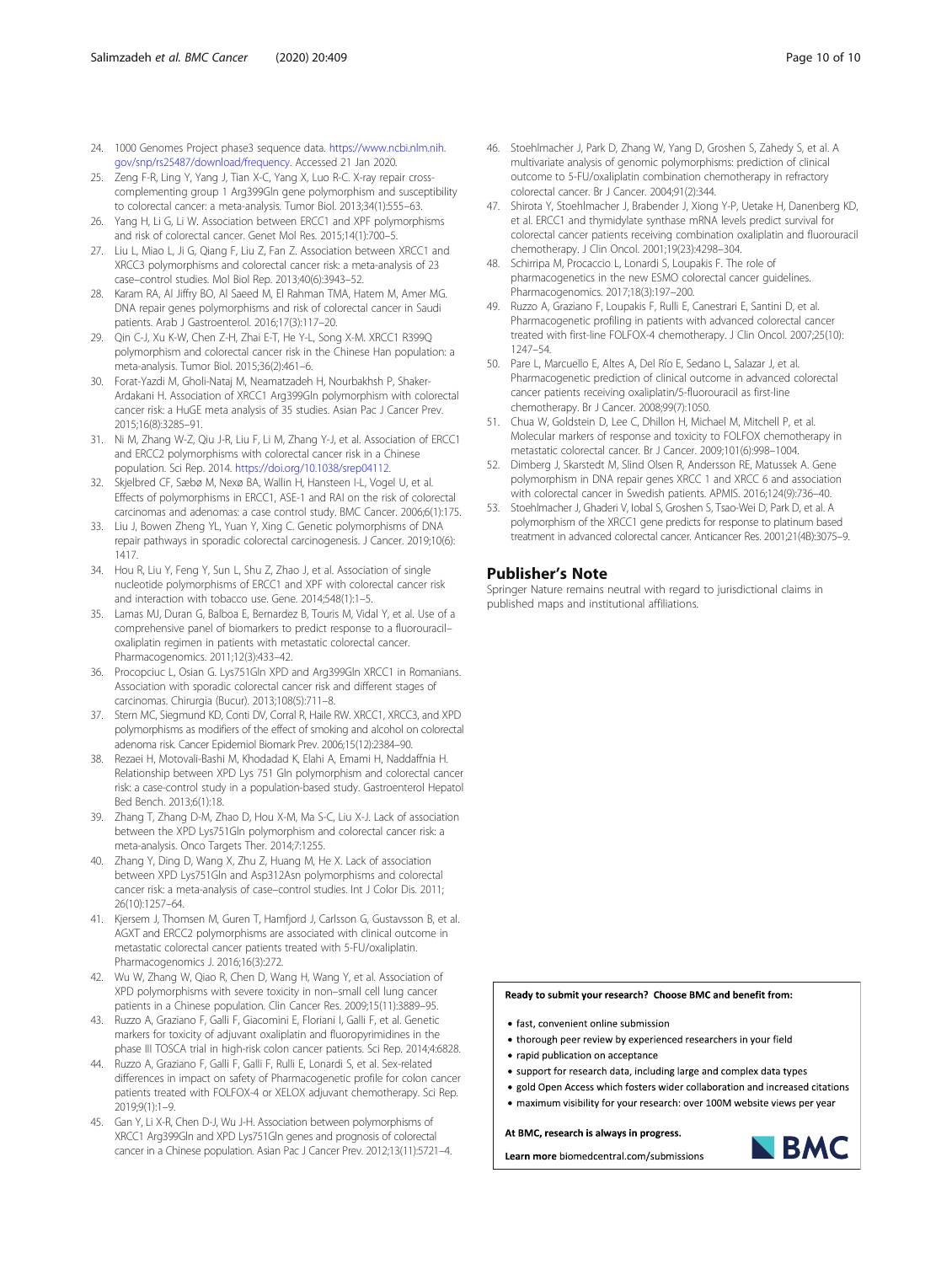24. 1000 Genomes Project phase3 sequence data. https://www.ncbi.nlm.nih.gov/snp/rs25487/download/frequency. Accessed 21 Jan 2020.
25. Zeng F-R, Ling Y, Yang J, Tian X-C, Yang X, Luo R-C. X-ray repair cross-complementing group 1 Arg399Gln gene polymorphism and susceptibility to colorectal cancer: a meta-analysis. Tumor Biol. 2013;34(1):555–63.
26. Yang H, Li G, Li W. Association between ERCC1 and XPF polymorphisms and risk of colorectal cancer. Genet Mol Res. 2015;14(1):700–5.
27. Liu L, Miao L, Ji G, Qiang F, Liu Z, Fan Z. Association between XRCC1 and XRCC3 polymorphisms and colorectal cancer risk: a meta-analysis of 23 case–control studies. Mol Biol Rep. 2013;40(6):3943–52.
28. Karam RA, Al Jiffry BO, Al Saeed M, El Rahman TMA, Hatem M, Amer MG. DNA repair genes polymorphisms and risk of colorectal cancer in Saudi patients. Arab J Gastroenterol. 2016;17(3):117–20.
29. Qin C-J, Xu K-W, Chen Z-H, Zhai E-T, He Y-L, Song X-M. XRCC1 R399Q polymorphism and colorectal cancer risk in the Chinese Han population: a meta-analysis. Tumor Biol. 2015;36(2):461–6.
30. Forat-Yazdi M, Gholi-Nataj M, Neamatzadeh H, Nourbakhsh P, Shaker-Ardakani H. Association of XRCC1 Arg399Gln polymorphism with colorectal cancer risk: a HuGE meta analysis of 35 studies. Asian Pac J Cancer Prev. 2015;16(8):3285–91.
31. Ni M, Zhang W-Z, Qiu J-R, Liu F, Li M, Zhang Y-J, et al. Association of ERCC1 and ERCC2 polymorphisms with colorectal cancer risk in a Chinese population. Sci Rep. 2014. https://doi.org/10.1038/srep04112.
32. Skjelbred CF, Sæbø M, Nexø BA, Wallin H, Hansteen I-L, Vogel U, et al. Effects of polymorphisms in ERCC1, ASE-1 and RAI on the risk of colorectal carcinomas and adenomas: a case control study. BMC Cancer. 2006;6(1):175.
33. Liu J, Bowen Zheng YL, Yuan Y, Xing C. Genetic polymorphisms of DNA repair pathways in sporadic colorectal carcinogenesis. J Cancer. 2019;10(6):1417.
34. Hou R, Liu Y, Feng Y, Sun L, Shu Z, Zhao J, et al. Association of single nucleotide polymorphisms of ERCC1 and XPF with colorectal cancer risk and interaction with tobacco use. Gene. 2014;548(1):1–5.
35. Lamas MJ, Duran G, Balboa E, Bernardez B, Touris M, Vidal Y, et al. Use of a comprehensive panel of biomarkers to predict response to a fluorouracil–oxaliplatin regimen in patients with metastatic colorectal cancer. Pharmacogenomics. 2011;12(3):433–42.
36. Procopciuc L, Osian G. Lys751Gln XPD and Arg399Gln XRCC1 in Romanians. Association with sporadic colorectal cancer risk and different stages of carcinomas. Chirurgia (Bucur). 2013;108(5):711–8.
37. Stern MC, Siegmund KD, Conti DV, Corral R, Haile RW. XRCC1, XRCC3, and XPD polymorphisms as modifiers of the effect of smoking and alcohol on colorectal adenoma risk. Cancer Epidemiol Biomark Prev. 2006;15(12):2384–90.
38. Rezaei H, Motovali-Bashi M, Khodadad K, Elahi A, Emami H, Naddaffnia H. Relationship between XPD Lys 751 Gln polymorphism and colorectal cancer risk: a case-control study in a population-based study. Gastroenterol Hepatol Bed Bench. 2013;6(1):18.
39. Zhang T, Zhang D-M, Zhao D, Hou X-M, Ma S-C, Liu X-J. Lack of association between the XPD Lys751Gln polymorphism and colorectal cancer risk: a meta-analysis. Onco Targets Ther. 2014;7:1255.
40. Zhang Y, Ding D, Wang X, Zhu Z, Huang M, He X. Lack of association between XPD Lys751Gln and Asp312Asn polymorphisms and colorectal cancer risk: a meta-analysis of case–control studies. Int J Color Dis. 2011;26(10):1257–64.
41. Kjersem J, Thomsen M, Guren T, Hamfjord J, Carlsson G, Gustavsson B, et al. AGXT and ERCC2 polymorphisms are associated with clinical outcome in metastatic colorectal cancer patients treated with 5-FU/oxaliplatin. Pharmacogenomics J. 2016;16(3):272.
42. Wu W, Zhang W, Qiao R, Chen D, Wang H, Wang Y, et al. Association of XPD polymorphisms with severe toxicity in non–small cell lung cancer patients in a Chinese population. Clin Cancer Res. 2009;15(11):3889–95.
43. Ruzzo A, Graziano F, Galli F, Giacomini E, Floriani I, Galli F, et al. Genetic markers for toxicity of adjuvant oxaliplatin and fluoropyrimidines in the phase III TOSCA trial in high-risk colon cancer patients. Sci Rep. 2014;4:6828.
44. Ruzzo A, Graziano F, Galli F, Galli F, Rulli E, Lonardi S, et al. Sex-related differences in impact on safety of Pharmacogenetic profile for colon cancer patients treated with FOLFOX-4 or XELOX adjuvant chemotherapy. Sci Rep. 2019;9(1):1–9.
45. Gan Y, Li X-R, Chen D-J, Wu J-H. Association between polymorphisms of XRCC1 Arg399Gln and XPD Lys751Gln genes and prognosis of colorectal cancer in a Chinese population. Asian Pac J Cancer Prev. 2012;13(11):5721–4.
46. Stoehlmacher J, Park D, Zhang W, Yang D, Groshen S, Zahedy S, et al. A multivariate analysis of genomic polymorphisms: prediction of clinical outcome to 5-FU/oxaliplatin combination chemotherapy in refractory colorectal cancer. Br J Cancer. 2004;91(2):344.
47. Shirota Y, Stoehlmacher J, Brabender J, Xiong Y-P, Uetake H, Danenberg KD, et al. ERCC1 and thymidylate synthase mRNA levels predict survival for colorectal cancer patients receiving combination oxaliplatin and fluorouracil chemotherapy. J Clin Oncol. 2001;19(23):4298–304.
48. Schirripa M, Procaccio L, Lonardi S, Loupakis F. The role of pharmacogenetics in the new ESMO colorectal cancer guidelines. Pharmacogenomics. 2017;18(3):197–200.
49. Ruzzo A, Graziano F, Loupakis F, Rulli E, Canestrari E, Santini D, et al. Pharmacogenetic profiling in patients with advanced colorectal cancer treated with first-line FOLFOX-4 chemotherapy. J Clin Oncol. 2007;25(10):1247–54.
50. Pare L, Marcuello E, Altes A, Del Río E, Sedano L, Salazar J, et al. Pharmacogenetic prediction of clinical outcome in advanced colorectal cancer patients receiving oxaliplatin/5-fluorouracil as first-line chemotherapy. Br J Cancer. 2008;99(7):1050.
51. Chua W, Goldstein D, Lee C, Dhillon H, Michael M, Mitchell P, et al. Molecular markers of response and toxicity to FOLFOX chemotherapy in metastatic colorectal cancer. Br J Cancer. 2009;101(6):998–1004.
52. Dimberg J, Skarstedt M, Slind Olsen R, Andersson RE, Matussek A. Gene polymorphism in DNA repair genes XRCC 1 and XRCC 6 and association with colorectal cancer in Swedish patients. APMIS. 2016;124(9):736–40.
53. Stoehlmacher J, Ghaderi V, Iobal S, Groshen S, Tsao-Wei D, Park D, et al. A polymorphism of the XRCC1 gene predicts for response to platinum based treatment in advanced colorectal cancer. Anticancer Res. 2001;21(4B):3075–9.

## Publisher's Note

Springer Nature remains neutral with regard to jurisdictional claims in published maps and institutional affiliations.

**Ready to submit your research? Choose BMC and benefit from:**

- fast, convenient online submission
- thorough peer review by experienced researchers in your field
- rapid publication on acceptance
- support for research data, including large and complex data types
- gold Open Access which fosters wider collaboration and increased citations
- maximum visibility for your research: over 100M website views per year

**At BMC, research is always in progress.**

**Learn more** biomedcentral.com/submissions

BMC